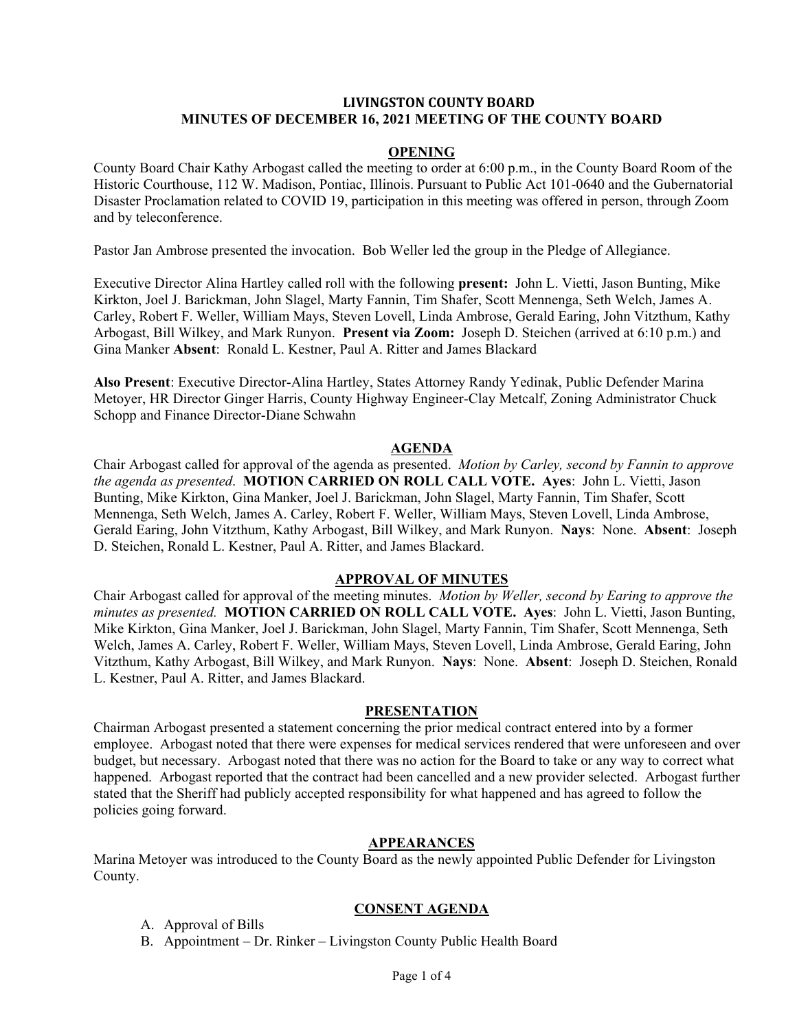# LIVINGSTON COUNTY BOARD
## MINUTES OF DECEMBER 16, 2021 MEETING OF THE COUNTY BOARD

### OPENING

County Board Chair Kathy Arbogast called the meeting to order at 6:00 p.m., in the County Board Room of the Historic Courthouse, 112 W. Madison, Pontiac, Illinois. Pursuant to Public Act 101-0640 and the Gubernatorial Disaster Proclamation related to COVID 19, participation in this meeting was offered in person, through Zoom and by teleconference.

Pastor Jan Ambrose presented the invocation. Bob Weller led the group in the Pledge of Allegiance.

Executive Director Alina Hartley called roll with the following **present:** John L. Vietti, Jason Bunting, Mike Kirkton, Joel J. Barickman, John Slagel, Marty Fannin, Tim Shafer, Scott Mennenga, Seth Welch, James A. Carley, Robert F. Weller, William Mays, Steven Lovell, Linda Ambrose, Gerald Earing, John Vitzthum, Kathy Arbogast, Bill Wilkey, and Mark Runyon. **Present via Zoom:** Joseph D. Steichen (arrived at 6:10 p.m.) and Gina Manker **Absent**: Ronald L. Kestner, Paul A. Ritter and James Blackard

**Also Present**: Executive Director-Alina Hartley, States Attorney Randy Yedinak, Public Defender Marina Metoyer, HR Director Ginger Harris, County Highway Engineer-Clay Metcalf, Zoning Administrator Chuck Schopp and Finance Director-Diane Schwahn

### AGENDA

Chair Arbogast called for approval of the agenda as presented. *Motion by Carley, second by Fannin to approve the agenda as presented.* **MOTION CARRIED ON ROLL CALL VOTE. Ayes**: John L. Vietti, Jason Bunting, Mike Kirkton, Gina Manker, Joel J. Barickman, John Slagel, Marty Fannin, Tim Shafer, Scott Mennenga, Seth Welch, James A. Carley, Robert F. Weller, William Mays, Steven Lovell, Linda Ambrose, Gerald Earing, John Vitzthum, Kathy Arbogast, Bill Wilkey, and Mark Runyon. **Nays**: None. **Absent**: Joseph D. Steichen, Ronald L. Kestner, Paul A. Ritter, and James Blackard.

### APPROVAL OF MINUTES

Chair Arbogast called for approval of the meeting minutes. *Motion by Weller, second by Earing to approve the minutes as presented.* **MOTION CARRIED ON ROLL CALL VOTE. Ayes**: John L. Vietti, Jason Bunting, Mike Kirkton, Gina Manker, Joel J. Barickman, John Slagel, Marty Fannin, Tim Shafer, Scott Mennenga, Seth Welch, James A. Carley, Robert F. Weller, William Mays, Steven Lovell, Linda Ambrose, Gerald Earing, John Vitzthum, Kathy Arbogast, Bill Wilkey, and Mark Runyon. **Nays**: None. **Absent**: Joseph D. Steichen, Ronald L. Kestner, Paul A. Ritter, and James Blackard.

### PRESENTATION

Chairman Arbogast presented a statement concerning the prior medical contract entered into by a former employee. Arbogast noted that there were expenses for medical services rendered that were unforeseen and over budget, but necessary. Arbogast noted that there was no action for the Board to take or any way to correct what happened. Arbogast reported that the contract had been cancelled and a new provider selected. Arbogast further stated that the Sheriff had publicly accepted responsibility for what happened and has agreed to follow the policies going forward.

### APPEARANCES

Marina Metoyer was introduced to the County Board as the newly appointed Public Defender for Livingston County.

### CONSENT AGENDA

A. Approval of Bills
B. Appointment – Dr. Rinker – Livingston County Public Health Board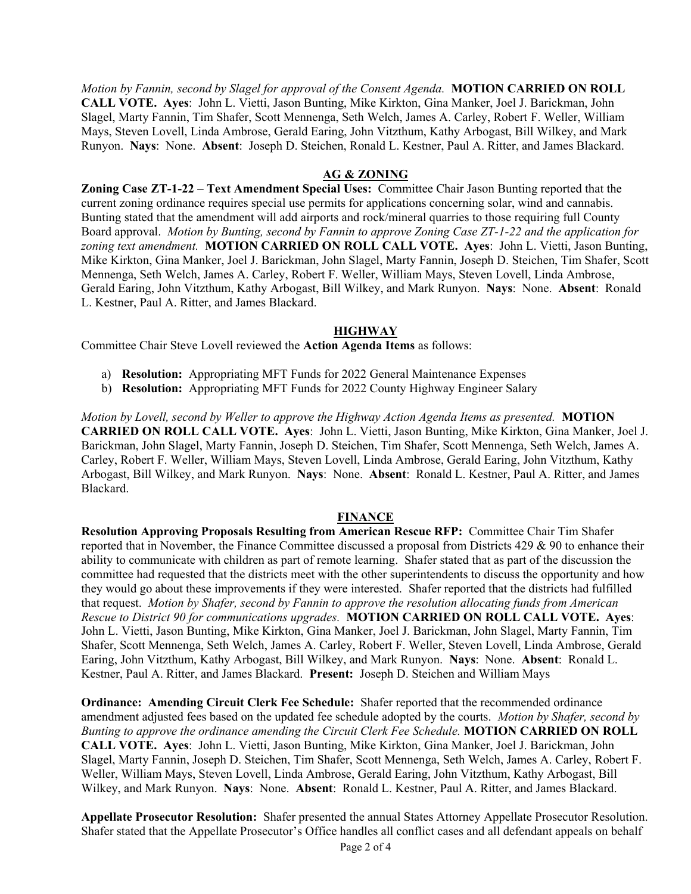*Motion by Fannin, second by Slagel for approval of the Consent Agenda.* **MOTION CARRIED ON ROLL CALL VOTE. Ayes**: John L. Vietti, Jason Bunting, Mike Kirkton, Gina Manker, Joel J. Barickman, John Slagel, Marty Fannin, Tim Shafer, Scott Mennenga, Seth Welch, James A. Carley, Robert F. Weller, William Mays, Steven Lovell, Linda Ambrose, Gerald Earing, John Vitzthum, Kathy Arbogast, Bill Wilkey, and Mark Runyon. **Nays**: None. **Absent**: Joseph D. Steichen, Ronald L. Kestner, Paul A. Ritter, and James Blackard.

## AG & ZONING

**Zoning Case ZT-1-22 – Text Amendment Special Uses:** Committee Chair Jason Bunting reported that the current zoning ordinance requires special use permits for applications concerning solar, wind and cannabis. Bunting stated that the amendment will add airports and rock/mineral quarries to those requiring full County Board approval. *Motion by Bunting, second by Fannin to approve Zoning Case ZT-1-22 and the application for zoning text amendment.* **MOTION CARRIED ON ROLL CALL VOTE. Ayes**: John L. Vietti, Jason Bunting, Mike Kirkton, Gina Manker, Joel J. Barickman, John Slagel, Marty Fannin, Joseph D. Steichen, Tim Shafer, Scott Mennenga, Seth Welch, James A. Carley, Robert F. Weller, William Mays, Steven Lovell, Linda Ambrose, Gerald Earing, John Vitzthum, Kathy Arbogast, Bill Wilkey, and Mark Runyon. **Nays**: None. **Absent**: Ronald L. Kestner, Paul A. Ritter, and James Blackard.

## HIGHWAY

Committee Chair Steve Lovell reviewed the **Action Agenda Items** as follows:

a) **Resolution:** Appropriating MFT Funds for 2022 General Maintenance Expenses
b) **Resolution:** Appropriating MFT Funds for 2022 County Highway Engineer Salary

*Motion by Lovell, second by Weller to approve the Highway Action Agenda Items as presented.* **MOTION CARRIED ON ROLL CALL VOTE. Ayes**: John L. Vietti, Jason Bunting, Mike Kirkton, Gina Manker, Joel J. Barickman, John Slagel, Marty Fannin, Joseph D. Steichen, Tim Shafer, Scott Mennenga, Seth Welch, James A. Carley, Robert F. Weller, William Mays, Steven Lovell, Linda Ambrose, Gerald Earing, John Vitzthum, Kathy Arbogast, Bill Wilkey, and Mark Runyon. **Nays**: None. **Absent**: Ronald L. Kestner, Paul A. Ritter, and James Blackard.

## FINANCE

**Resolution Approving Proposals Resulting from American Rescue RFP:** Committee Chair Tim Shafer reported that in November, the Finance Committee discussed a proposal from Districts 429 & 90 to enhance their ability to communicate with children as part of remote learning. Shafer stated that as part of the discussion the committee had requested that the districts meet with the other superintendents to discuss the opportunity and how they would go about these improvements if they were interested. Shafer reported that the districts had fulfilled that request. *Motion by Shafer, second by Fannin to approve the resolution allocating funds from American Rescue to District 90 for communications upgrades.* **MOTION CARRIED ON ROLL CALL VOTE. Ayes**: John L. Vietti, Jason Bunting, Mike Kirkton, Gina Manker, Joel J. Barickman, John Slagel, Marty Fannin, Tim Shafer, Scott Mennenga, Seth Welch, James A. Carley, Robert F. Weller, Steven Lovell, Linda Ambrose, Gerald Earing, John Vitzthum, Kathy Arbogast, Bill Wilkey, and Mark Runyon. **Nays**: None. **Absent**: Ronald L. Kestner, Paul A. Ritter, and James Blackard. **Present:** Joseph D. Steichen and William Mays

**Ordinance: Amending Circuit Clerk Fee Schedule:** Shafer reported that the recommended ordinance amendment adjusted fees based on the updated fee schedule adopted by the courts. *Motion by Shafer, second by Bunting to approve the ordinance amending the Circuit Clerk Fee Schedule.* **MOTION CARRIED ON ROLL CALL VOTE. Ayes**: John L. Vietti, Jason Bunting, Mike Kirkton, Gina Manker, Joel J. Barickman, John Slagel, Marty Fannin, Joseph D. Steichen, Tim Shafer, Scott Mennenga, Seth Welch, James A. Carley, Robert F. Weller, William Mays, Steven Lovell, Linda Ambrose, Gerald Earing, John Vitzthum, Kathy Arbogast, Bill Wilkey, and Mark Runyon. **Nays**: None. **Absent**: Ronald L. Kestner, Paul A. Ritter, and James Blackard.

**Appellate Prosecutor Resolution:** Shafer presented the annual States Attorney Appellate Prosecutor Resolution. Shafer stated that the Appellate Prosecutor's Office handles all conflict cases and all defendant appeals on behalf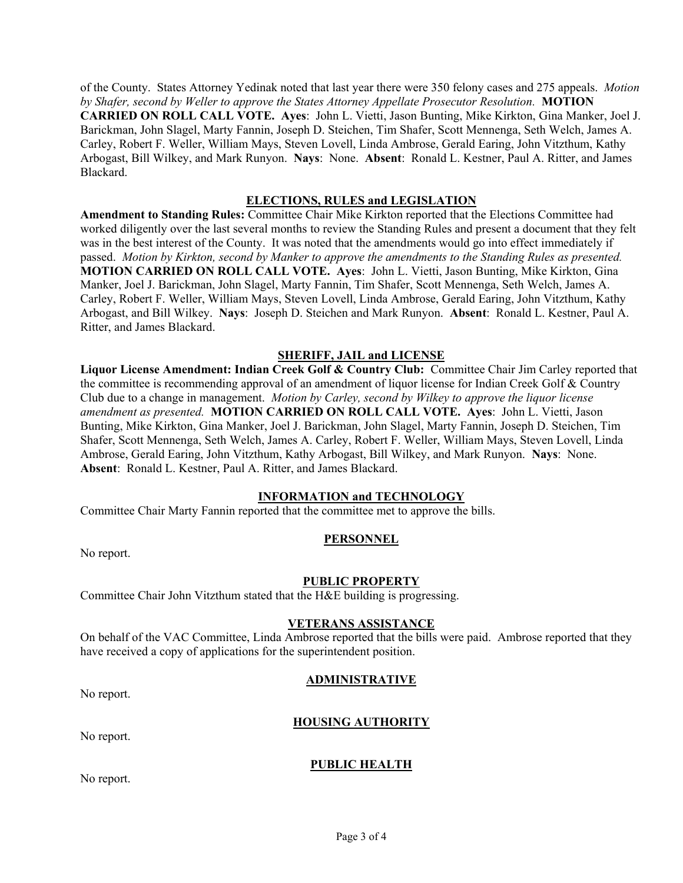of the County. States Attorney Yedinak noted that last year there were 350 felony cases and 275 appeals. *Motion by Shafer, second by Weller to approve the States Attorney Appellate Prosecutor Resolution.* **MOTION CARRIED ON ROLL CALL VOTE. Ayes**: John L. Vietti, Jason Bunting, Mike Kirkton, Gina Manker, Joel J. Barickman, John Slagel, Marty Fannin, Joseph D. Steichen, Tim Shafer, Scott Mennenga, Seth Welch, James A. Carley, Robert F. Weller, William Mays, Steven Lovell, Linda Ambrose, Gerald Earing, John Vitzthum, Kathy Arbogast, Bill Wilkey, and Mark Runyon. **Nays**: None. **Absent**: Ronald L. Kestner, Paul A. Ritter, and James Blackard.

## ELECTIONS, RULES and LEGISLATION

**Amendment to Standing Rules:** Committee Chair Mike Kirkton reported that the Elections Committee had worked diligently over the last several months to review the Standing Rules and present a document that they felt was in the best interest of the County. It was noted that the amendments would go into effect immediately if passed. *Motion by Kirkton, second by Manker to approve the amendments to the Standing Rules as presented.* **MOTION CARRIED ON ROLL CALL VOTE. Ayes**: John L. Vietti, Jason Bunting, Mike Kirkton, Gina Manker, Joel J. Barickman, John Slagel, Marty Fannin, Tim Shafer, Scott Mennenga, Seth Welch, James A. Carley, Robert F. Weller, William Mays, Steven Lovell, Linda Ambrose, Gerald Earing, John Vitzthum, Kathy Arbogast, and Bill Wilkey. **Nays**: Joseph D. Steichen and Mark Runyon. **Absent**: Ronald L. Kestner, Paul A. Ritter, and James Blackard.

## SHERIFF, JAIL and LICENSE

**Liquor License Amendment: Indian Creek Golf & Country Club:** Committee Chair Jim Carley reported that the committee is recommending approval of an amendment of liquor license for Indian Creek Golf & Country Club due to a change in management. *Motion by Carley, second by Wilkey to approve the liquor license amendment as presented.* **MOTION CARRIED ON ROLL CALL VOTE. Ayes**: John L. Vietti, Jason Bunting, Mike Kirkton, Gina Manker, Joel J. Barickman, John Slagel, Marty Fannin, Joseph D. Steichen, Tim Shafer, Scott Mennenga, Seth Welch, James A. Carley, Robert F. Weller, William Mays, Steven Lovell, Linda Ambrose, Gerald Earing, John Vitzthum, Kathy Arbogast, Bill Wilkey, and Mark Runyon. **Nays**: None. **Absent**: Ronald L. Kestner, Paul A. Ritter, and James Blackard.

## INFORMATION and TECHNOLOGY

Committee Chair Marty Fannin reported that the committee met to approve the bills.

## PERSONNEL

No report.

## PUBLIC PROPERTY

Committee Chair John Vitzthum stated that the H&E building is progressing.

## VETERANS ASSISTANCE

On behalf of the VAC Committee, Linda Ambrose reported that the bills were paid. Ambrose reported that they have received a copy of applications for the superintendent position.

## ADMINISTRATIVE

No report.

## HOUSING AUTHORITY

No report.

## PUBLIC HEALTH

No report.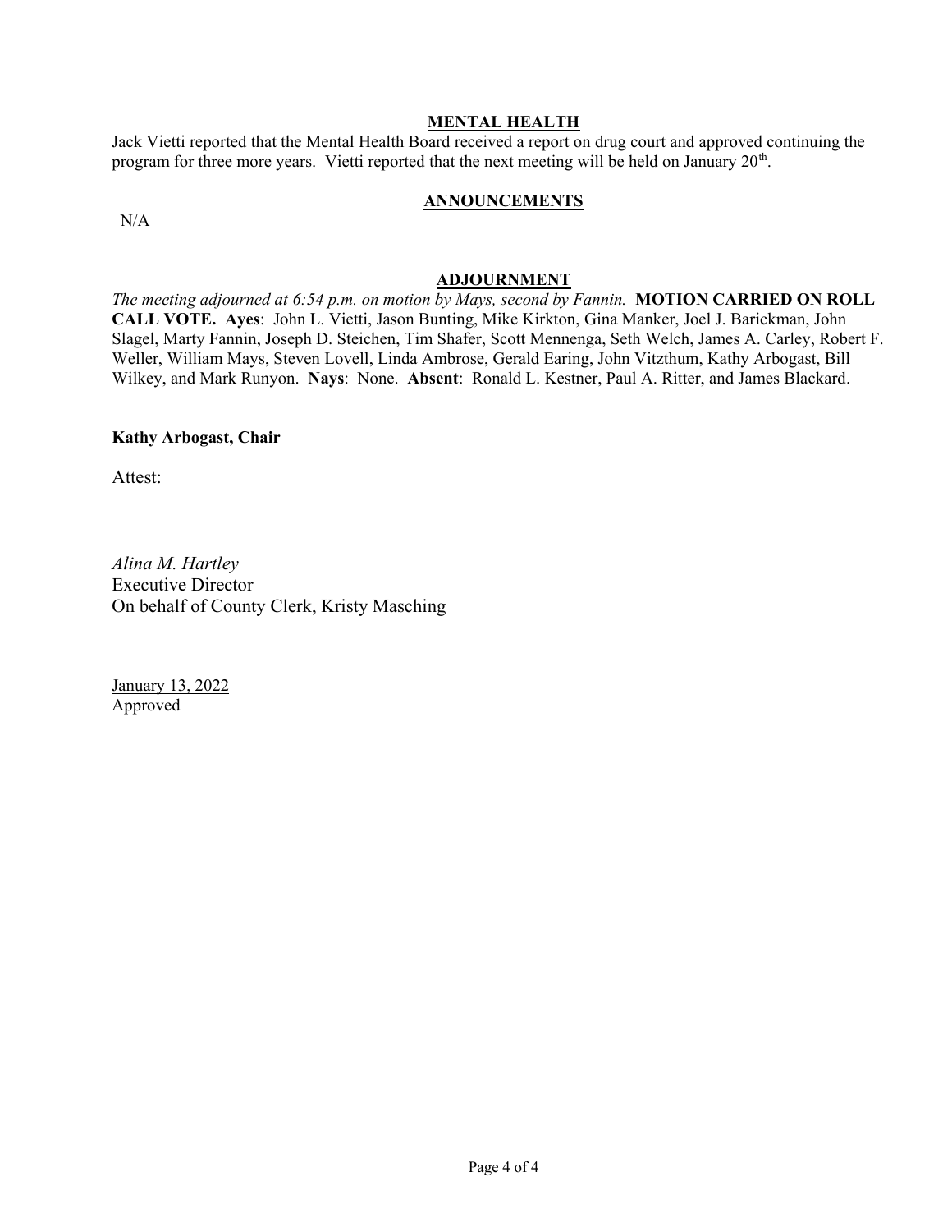## MENTAL HEALTH

Jack Vietti reported that the Mental Health Board received a report on drug court and approved continuing the program for three more years. Vietti reported that the next meeting will be held on January 20th.

## ANNOUNCEMENTS

N/A

## ADJOURNMENT

*The meeting adjourned at 6:54 p.m. on motion by Mays, second by Fannin.* **MOTION CARRIED ON ROLL CALL VOTE. Ayes**: John L. Vietti, Jason Bunting, Mike Kirkton, Gina Manker, Joel J. Barickman, John Slagel, Marty Fannin, Joseph D. Steichen, Tim Shafer, Scott Mennenga, Seth Welch, James A. Carley, Robert F. Weller, William Mays, Steven Lovell, Linda Ambrose, Gerald Earing, John Vitzthum, Kathy Arbogast, Bill Wilkey, and Mark Runyon. **Nays**: None. **Absent**: Ronald L. Kestner, Paul A. Ritter, and James Blackard.

**Kathy Arbogast, Chair**

Attest:

*Alina M. Hartley*
Executive Director
On behalf of County Clerk, Kristy Masching

January 13, 2022
Approved